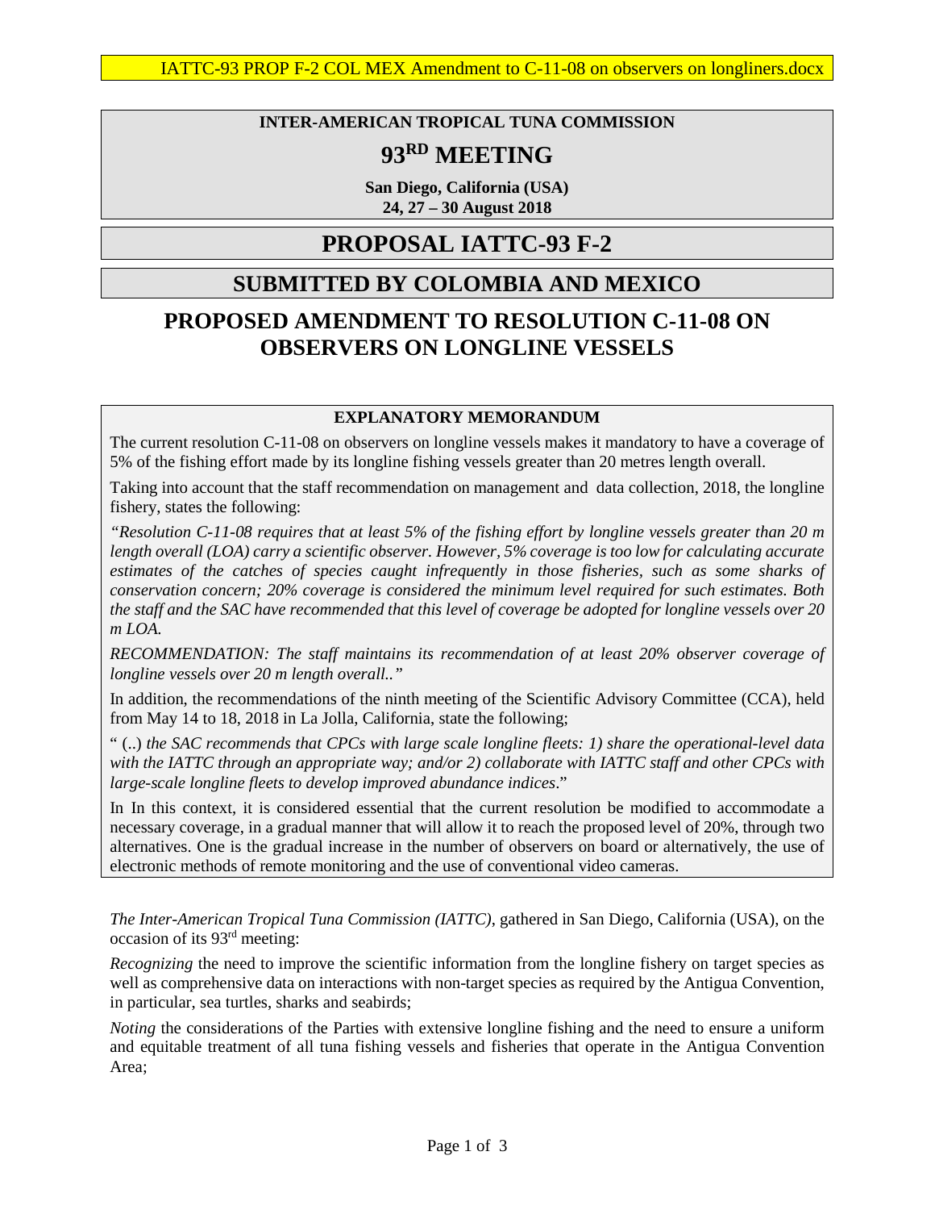IATTC-93 PROP F-2 COL MEX Amendment to C-11-08 on observers on longliners.docx

**INTER-AMERICAN TROPICAL TUNA COMMISSION**

# 93RD MEETING

**San Diego, California (USA)**
**24, 27 – 30 August 2018**

# PROPOSAL IATTC-93 F-2

## SUBMITTED BY COLOMBIA AND MEXICO

## PROPOSED AMENDMENT TO RESOLUTION C-11-08 ON OBSERVERS ON LONGLINE VESSELS

**EXPLANATORY MEMORANDUM**

The current resolution C-11-08 on observers on longline vessels makes it mandatory to have a coverage of 5% of the fishing effort made by its longline fishing vessels greater than 20 metres length overall.

Taking into account that the staff recommendation on management and data collection, 2018, the longline fishery, states the following:

*"Resolution C-11-08 requires that at least 5% of the fishing effort by longline vessels greater than 20 m length overall (LOA) carry a scientific observer. However, 5% coverage is too low for calculating accurate estimates of the catches of species caught infrequently in those fisheries, such as some sharks of conservation concern; 20% coverage is considered the minimum level required for such estimates. Both the staff and the SAC have recommended that this level of coverage be adopted for longline vessels over 20 m LOA.*

*RECOMMENDATION: The staff maintains its recommendation of at least 20% observer coverage of longline vessels over 20 m length overall.."*

In addition, the recommendations of the ninth meeting of the Scientific Advisory Committee (CCA), held from May 14 to 18, 2018 in La Jolla, California, state the following;

" (..) *the SAC recommends that CPCs with large scale longline fleets: 1) share the operational-level data with the IATTC through an appropriate way; and/or 2) collaborate with IATTC staff and other CPCs with large-scale longline fleets to develop improved abundance indices*."

In In this context, it is considered essential that the current resolution be modified to accommodate a necessary coverage, in a gradual manner that will allow it to reach the proposed level of 20%, through two alternatives. One is the gradual increase in the number of observers on board or alternatively, the use of electronic methods of remote monitoring and the use of conventional video cameras.

*The Inter-American Tropical Tuna Commission (IATTC)*, gathered in San Diego, California (USA), on the occasion of its 93rd meeting:

*Recognizing* the need to improve the scientific information from the longline fishery on target species as well as comprehensive data on interactions with non-target species as required by the Antigua Convention, in particular, sea turtles, sharks and seabirds;

*Noting* the considerations of the Parties with extensive longline fishing and the need to ensure a uniform and equitable treatment of all tuna fishing vessels and fisheries that operate in the Antigua Convention Area;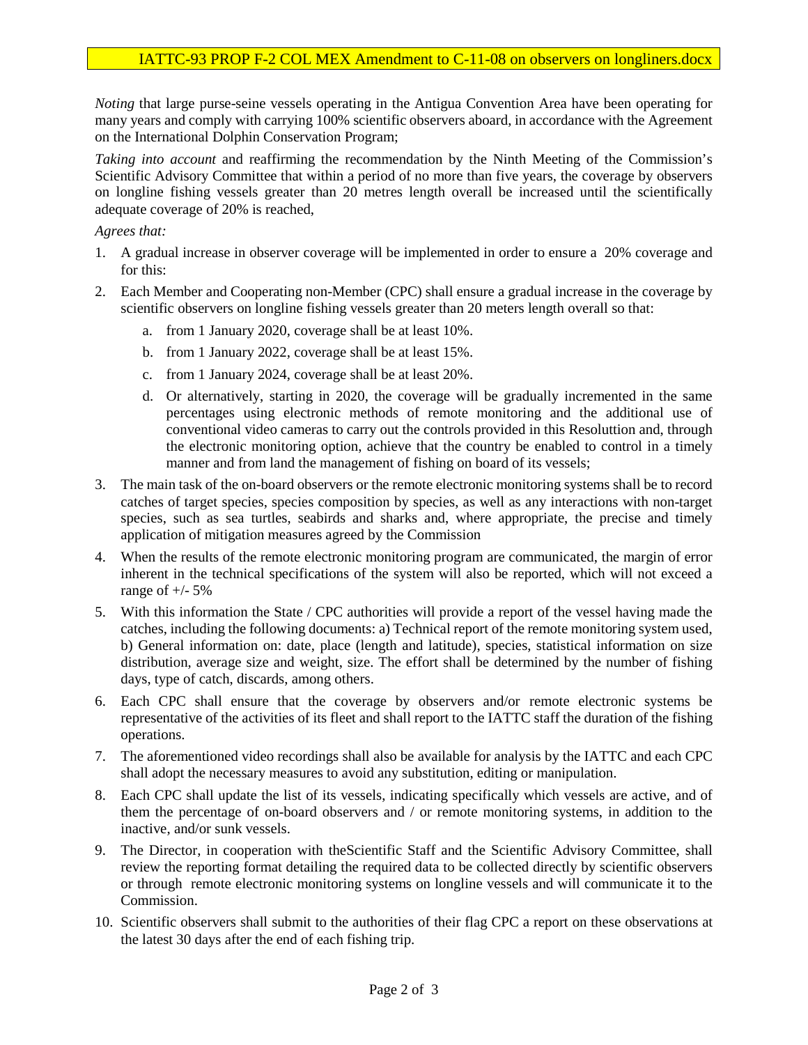*Noting* that large purse-seine vessels operating in the Antigua Convention Area have been operating for many years and comply with carrying 100% scientific observers aboard, in accordance with the Agreement on the International Dolphin Conservation Program;

*Taking into account* and reaffirming the recommendation by the Ninth Meeting of the Commission's Scientific Advisory Committee that within a period of no more than five years, the coverage by observers on longline fishing vessels greater than 20 metres length overall be increased until the scientifically adequate coverage of 20% is reached,

*Agrees that:*

1. A gradual increase in observer coverage will be implemented in order to ensure a 20% coverage and for this:
2. Each Member and Cooperating non-Member (CPC) shall ensure a gradual increase in the coverage by scientific observers on longline fishing vessels greater than 20 meters length overall so that:
   a. from 1 January 2020, coverage shall be at least 10%.
   b. from 1 January 2022, coverage shall be at least 15%.
   c. from 1 January 2024, coverage shall be at least 20%.
   d. Or alternatively, starting in 2020, the coverage will be gradually incremented in the same percentages using electronic methods of remote monitoring and the additional use of conventional video cameras to carry out the controls provided in this Resoluttion and, through the electronic monitoring option, achieve that the country be enabled to control in a timely manner and from land the management of fishing on board of its vessels;
3. The main task of the on-board observers or the remote electronic monitoring systems shall be to record catches of target species, species composition by species, as well as any interactions with non-target species, such as sea turtles, seabirds and sharks and, where appropriate, the precise and timely application of mitigation measures agreed by the Commission
4. When the results of the remote electronic monitoring program are communicated, the margin of error inherent in the technical specifications of the system will also be reported, which will not exceed a range of +/- 5%
5. With this information the State / CPC authorities will provide a report of the vessel having made the catches, including the following documents: a) Technical report of the remote monitoring system used, b) General information on: date, place (length and latitude), species, statistical information on size distribution, average size and weight, size. The effort shall be determined by the number of fishing days, type of catch, discards, among others.
6. Each CPC shall ensure that the coverage by observers and/or remote electronic systems be representative of the activities of its fleet and shall report to the IATTC staff the duration of the fishing operations.
7. The aforementioned video recordings shall also be available for analysis by the IATTC and each CPC shall adopt the necessary measures to avoid any substitution, editing or manipulation.
8. Each CPC shall update the list of its vessels, indicating specifically which vessels are active, and of them the percentage of on-board observers and / or remote monitoring systems, in addition to the inactive, and/or sunk vessels.
9. The Director, in cooperation with theScientific Staff and the Scientific Advisory Committee, shall review the reporting format detailing the required data to be collected directly by scientific observers or through remote electronic monitoring systems on longline vessels and will communicate it to the Commission.
10. Scientific observers shall submit to the authorities of their flag CPC a report on these observations at the latest 30 days after the end of each fishing trip.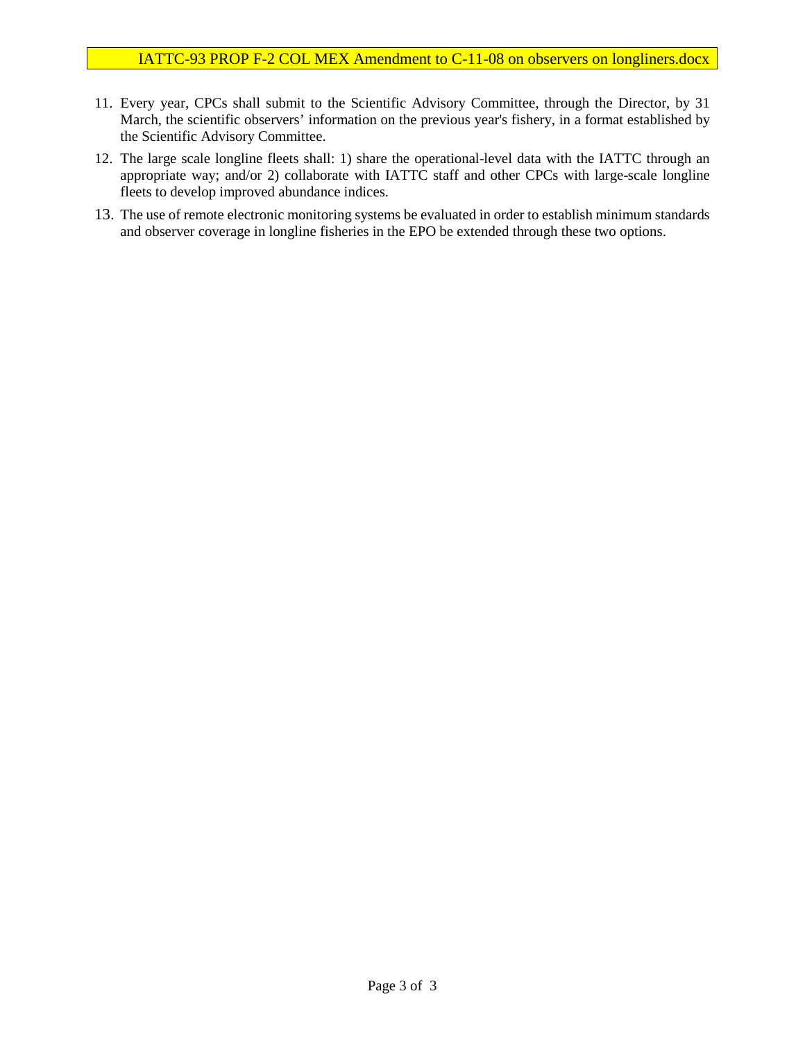11. Every year, CPCs shall submit to the Scientific Advisory Committee, through the Director, by 31 March, the scientific observers' information on the previous year's fishery, in a format established by the Scientific Advisory Committee.
12. The large scale longline fleets shall: 1) share the operational-level data with the IATTC through an appropriate way; and/or 2) collaborate with IATTC staff and other CPCs with large-scale longline fleets to develop improved abundance indices.
13. The use of remote electronic monitoring systems be evaluated in order to establish minimum standards and observer coverage in longline fisheries in the EPO be extended through these two options.